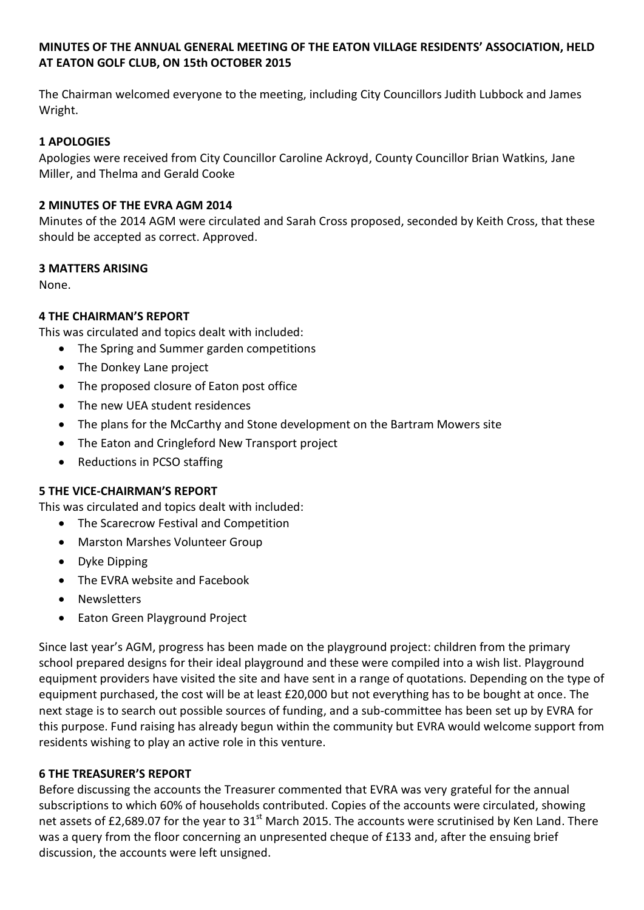**MINUTES OF THE ANNUAL GENERAL MEETING OF THE EATON VILLAGE RESIDENTS' ASSOCIATION, HELD AT EATON GOLF CLUB, ON 15th OCTOBER 2015**

The Chairman welcomed everyone to the meeting, including City Councillors Judith Lubbock and James Wright.

**1 APOLOGIES**

Apologies were received from City Councillor Caroline Ackroyd, County Councillor Brian Watkins, Jane Miller, and Thelma and Gerald Cooke

**2 MINUTES OF THE EVRA AGM 2014**

Minutes of the 2014 AGM were circulated and Sarah Cross proposed, seconded by Keith Cross, that these should be accepted as correct. Approved.

**3 MATTERS ARISING**

None.

**4 THE CHAIRMAN'S REPORT**

This was circulated and topics dealt with included:

- The Spring and Summer garden competitions
- The Donkey Lane project
- The proposed closure of Eaton post office
- The new UEA student residences
- The plans for the McCarthy and Stone development on the Bartram Mowers site
- The Eaton and Cringleford New Transport project
- Reductions in PCSO staffing

**5 THE VICE-CHAIRMAN'S REPORT**

This was circulated and topics dealt with included:

- The Scarecrow Festival and Competition
- Marston Marshes Volunteer Group
- Dyke Dipping
- The EVRA website and Facebook
- Newsletters
- Eaton Green Playground Project

Since last year's AGM, progress has been made on the playground project: children from the primary school prepared designs for their ideal playground and these were compiled into a wish list. Playground equipment providers have visited the site and have sent in a range of quotations. Depending on the type of equipment purchased, the cost will be at least £20,000 but not everything has to be bought at once. The next stage is to search out possible sources of funding, and a sub-committee has been set up by EVRA for this purpose. Fund raising has already begun within the community but EVRA would welcome support from residents wishing to play an active role in this venture.

**6 THE TREASURER'S REPORT**

Before discussing the accounts the Treasurer commented that EVRA was very grateful for the annual subscriptions to which 60% of households contributed. Copies of the accounts were circulated, showing net assets of £2,689.07 for the year to 31st March 2015. The accounts were scrutinised by Ken Land. There was a query from the floor concerning an unpresented cheque of £133 and, after the ensuing brief discussion, the accounts were left unsigned.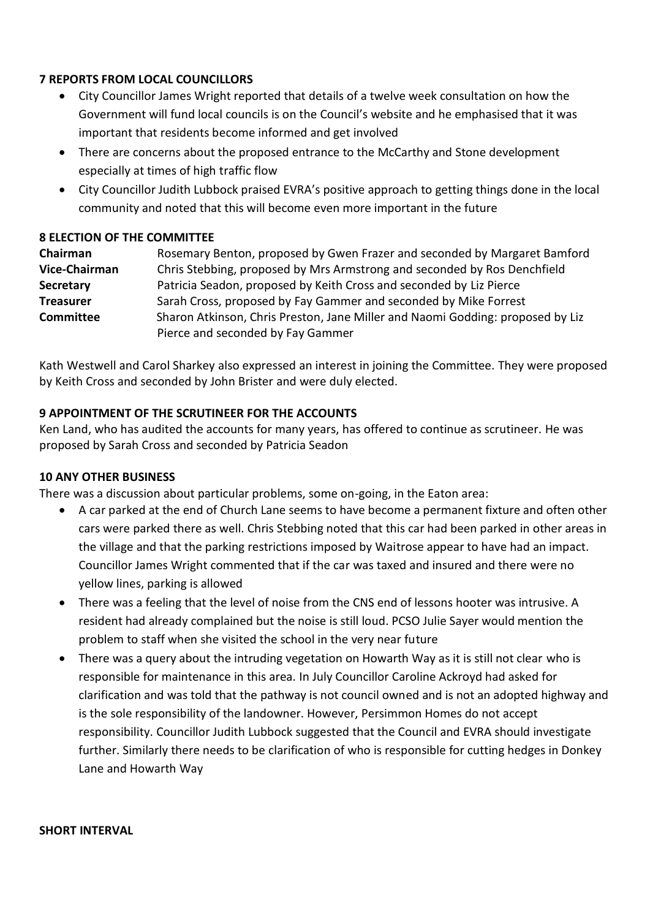**7 REPORTS FROM LOCAL COUNCILLORS**

- City Councillor James Wright reported that details of a twelve week consultation on how the Government will fund local councils is on the Council's website and he emphasised that it was important that residents become informed and get involved
- There are concerns about the proposed entrance to the McCarthy and Stone development especially at times of high traffic flow
- City Councillor Judith Lubbock praised EVRA's positive approach to getting things done in the local community and noted that this will become even more important in the future

**8 ELECTION OF THE COMMITTEE**

| | |
|---|---|
| **Chairman** | Rosemary Benton, proposed by Gwen Frazer and seconded by Margaret Bamford |
| **Vice-Chairman** | Chris Stebbing, proposed by Mrs Armstrong and seconded by Ros Denchfield |
| **Secretary** | Patricia Seadon, proposed by Keith Cross and seconded by Liz Pierce |
| **Treasurer** | Sarah Cross, proposed by Fay Gammer and seconded by Mike Forrest |
| **Committee** | Sharon Atkinson, Chris Preston, Jane Miller and Naomi Godding: proposed by Liz Pierce and seconded by Fay Gammer |

Kath Westwell and Carol Sharkey also expressed an interest in joining the Committee. They were proposed by Keith Cross and seconded by John Brister and were duly elected.

**9 APPOINTMENT OF THE SCRUTINEER FOR THE ACCOUNTS**

Ken Land, who has audited the accounts for many years, has offered to continue as scrutineer. He was proposed by Sarah Cross and seconded by Patricia Seadon

**10 ANY OTHER BUSINESS**

There was a discussion about particular problems, some on-going, in the Eaton area:

- A car parked at the end of Church Lane seems to have become a permanent fixture and often other cars were parked there as well. Chris Stebbing noted that this car had been parked in other areas in the village and that the parking restrictions imposed by Waitrose appear to have had an impact. Councillor James Wright commented that if the car was taxed and insured and there were no yellow lines, parking is allowed
- There was a feeling that the level of noise from the CNS end of lessons hooter was intrusive. A resident had already complained but the noise is still loud. PCSO Julie Sayer would mention the problem to staff when she visited the school in the very near future
- There was a query about the intruding vegetation on Howarth Way as it is still not clear who is responsible for maintenance in this area. In July Councillor Caroline Ackroyd had asked for clarification and was told that the pathway is not council owned and is not an adopted highway and is the sole responsibility of the landowner. However, Persimmon Homes do not accept responsibility. Councillor Judith Lubbock suggested that the Council and EVRA should investigate further. Similarly there needs to be clarification of who is responsible for cutting hedges in Donkey Lane and Howarth Way

**SHORT INTERVAL**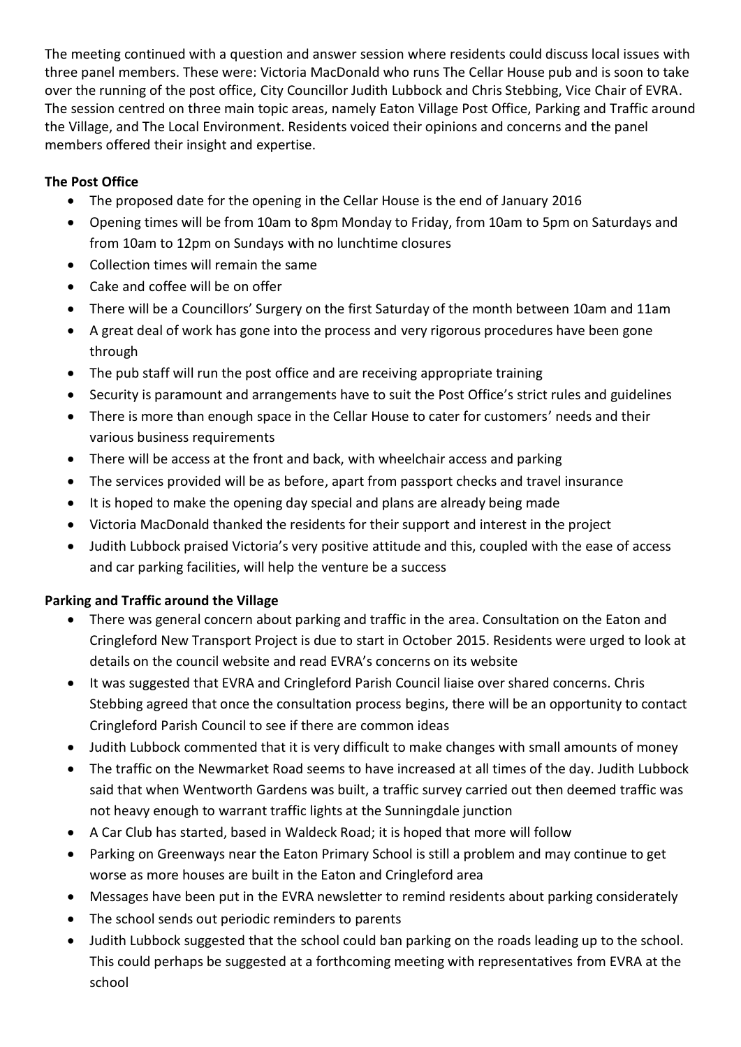The meeting continued with a question and answer session where residents could discuss local issues with three panel members. These were: Victoria MacDonald who runs The Cellar House pub and is soon to take over the running of the post office, City Councillor Judith Lubbock and Chris Stebbing, Vice Chair of EVRA. The session centred on three main topic areas, namely Eaton Village Post Office, Parking and Traffic around the Village, and The Local Environment. Residents voiced their opinions and concerns and the panel members offered their insight and expertise.

**The Post Office**

- The proposed date for the opening in the Cellar House is the end of January 2016
- Opening times will be from 10am to 8pm Monday to Friday, from 10am to 5pm on Saturdays and from 10am to 12pm on Sundays with no lunchtime closures
- Collection times will remain the same
- Cake and coffee will be on offer
- There will be a Councillors' Surgery on the first Saturday of the month between 10am and 11am
- A great deal of work has gone into the process and very rigorous procedures have been gone through
- The pub staff will run the post office and are receiving appropriate training
- Security is paramount and arrangements have to suit the Post Office's strict rules and guidelines
- There is more than enough space in the Cellar House to cater for customers' needs and their various business requirements
- There will be access at the front and back, with wheelchair access and parking
- The services provided will be as before, apart from passport checks and travel insurance
- It is hoped to make the opening day special and plans are already being made
- Victoria MacDonald thanked the residents for their support and interest in the project
- Judith Lubbock praised Victoria's very positive attitude and this, coupled with the ease of access and car parking facilities, will help the venture be a success

**Parking and Traffic around the Village**

- There was general concern about parking and traffic in the area. Consultation on the Eaton and Cringleford New Transport Project is due to start in October 2015. Residents were urged to look at details on the council website and read EVRA's concerns on its website
- It was suggested that EVRA and Cringleford Parish Council liaise over shared concerns. Chris Stebbing agreed that once the consultation process begins, there will be an opportunity to contact Cringleford Parish Council to see if there are common ideas
- Judith Lubbock commented that it is very difficult to make changes with small amounts of money
- The traffic on the Newmarket Road seems to have increased at all times of the day. Judith Lubbock said that when Wentworth Gardens was built, a traffic survey carried out then deemed traffic was not heavy enough to warrant traffic lights at the Sunningdale junction
- A Car Club has started, based in Waldeck Road; it is hoped that more will follow
- Parking on Greenways near the Eaton Primary School is still a problem and may continue to get worse as more houses are built in the Eaton and Cringleford area
- Messages have been put in the EVRA newsletter to remind residents about parking considerately
- The school sends out periodic reminders to parents
- Judith Lubbock suggested that the school could ban parking on the roads leading up to the school. This could perhaps be suggested at a forthcoming meeting with representatives from EVRA at the school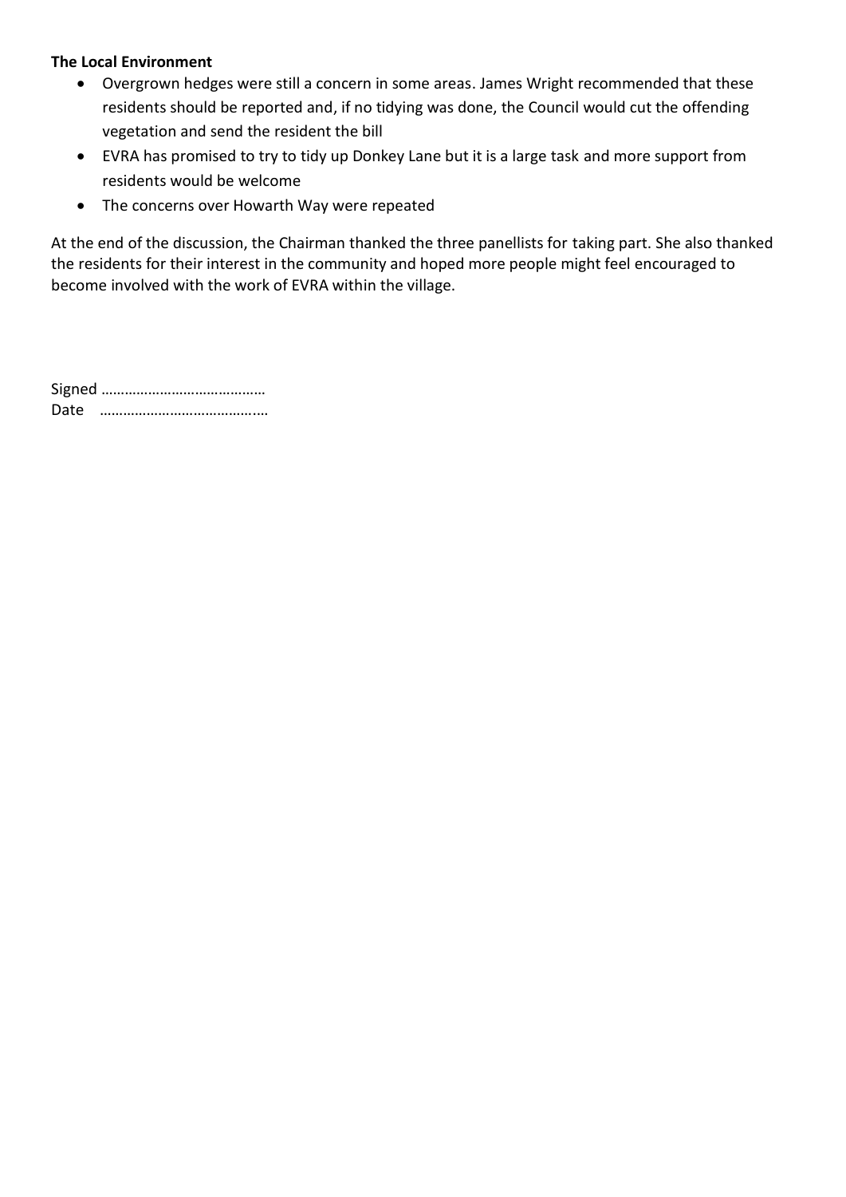**The Local Environment**

- Overgrown hedges were still a concern in some areas. James Wright recommended that these residents should be reported and, if no tidying was done, the Council would cut the offending vegetation and send the resident the bill
- EVRA has promised to try to tidy up Donkey Lane but it is a large task and more support from residents would be welcome
- The concerns over Howarth Way were repeated

At the end of the discussion, the Chairman thanked the three panellists for taking part. She also thanked the residents for their interest in the community and hoped more people might feel encouraged to become involved with the work of EVRA within the village.

Signed ……………………………………

Date ……………………………………